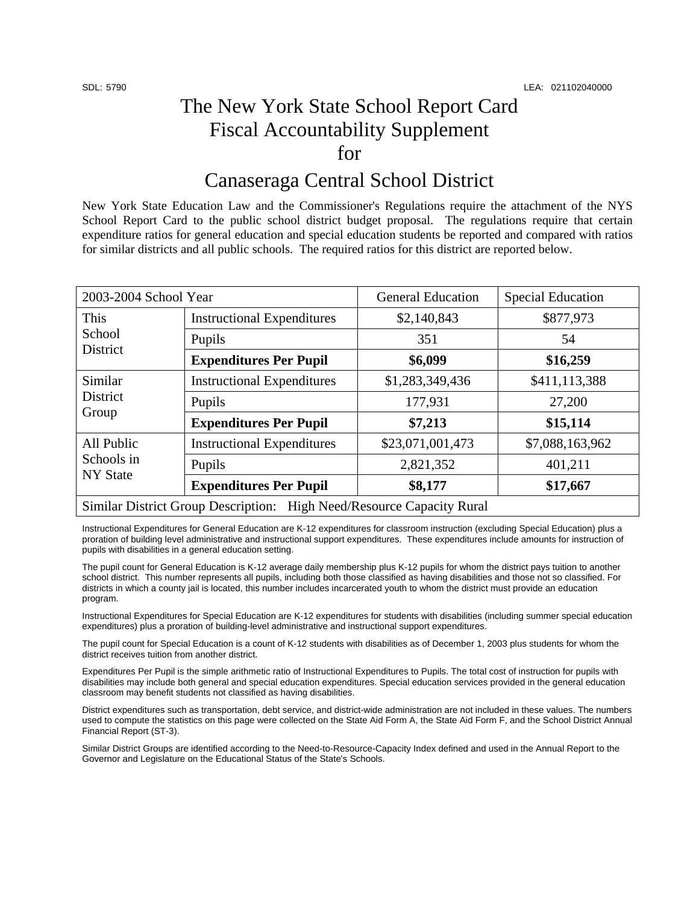SDL: 5790 LEA: 021102040000

# The New York State School Report Card Fiscal Accountability Supplement for

# Canaseraga Central School District

New York State Education Law and the Commissioner's Regulations require the attachment of the NYS School Report Card to the public school district budget proposal. The regulations require that certain expenditure ratios for general education and special education students be reported and compared with ratios for similar districts and all public schools. The required ratios for this district are reported below.

| 2003-2004 School Year | | General Education | Special Education |
|---|---|---|---|
| This School District | Instructional Expenditures | $2,140,843 | $877,973 |
| | Pupils | 351 | 54 |
| | **Expenditures Per Pupil** | **$6,099** | **$16,259** |
| Similar District Group | Instructional Expenditures | $1,283,349,436 | $411,113,388 |
| | Pupils | 177,931 | 27,200 |
| | **Expenditures Per Pupil** | **$7,213** | **$15,114** |
| All Public Schools in NY State | Instructional Expenditures | $23,071,001,473 | $7,088,163,962 |
| | Pupils | 2,821,352 | 401,211 |
| | **Expenditures Per Pupil** | **$8,177** | **$17,667** |
| Similar District Group Description: High Need/Resource Capacity Rural | | | |

Instructional Expenditures for General Education are K-12 expenditures for classroom instruction (excluding Special Education) plus a proration of building level administrative and instructional support expenditures. These expenditures include amounts for instruction of pupils with disabilities in a general education setting.

The pupil count for General Education is K-12 average daily membership plus K-12 pupils for whom the district pays tuition to another school district. This number represents all pupils, including both those classified as having disabilities and those not so classified. For districts in which a county jail is located, this number includes incarcerated youth to whom the district must provide an education program.

Instructional Expenditures for Special Education are K-12 expenditures for students with disabilities (including summer special education expenditures) plus a proration of building-level administrative and instructional support expenditures.

The pupil count for Special Education is a count of K-12 students with disabilities as of December 1, 2003 plus students for whom the district receives tuition from another district.

Expenditures Per Pupil is the simple arithmetic ratio of Instructional Expenditures to Pupils. The total cost of instruction for pupils with disabilities may include both general and special education expenditures. Special education services provided in the general education classroom may benefit students not classified as having disabilities.

District expenditures such as transportation, debt service, and district-wide administration are not included in these values. The numbers used to compute the statistics on this page were collected on the State Aid Form A, the State Aid Form F, and the School District Annual Financial Report (ST-3).

Similar District Groups are identified according to the Need-to-Resource-Capacity Index defined and used in the Annual Report to the Governor and Legislature on the Educational Status of the State's Schools.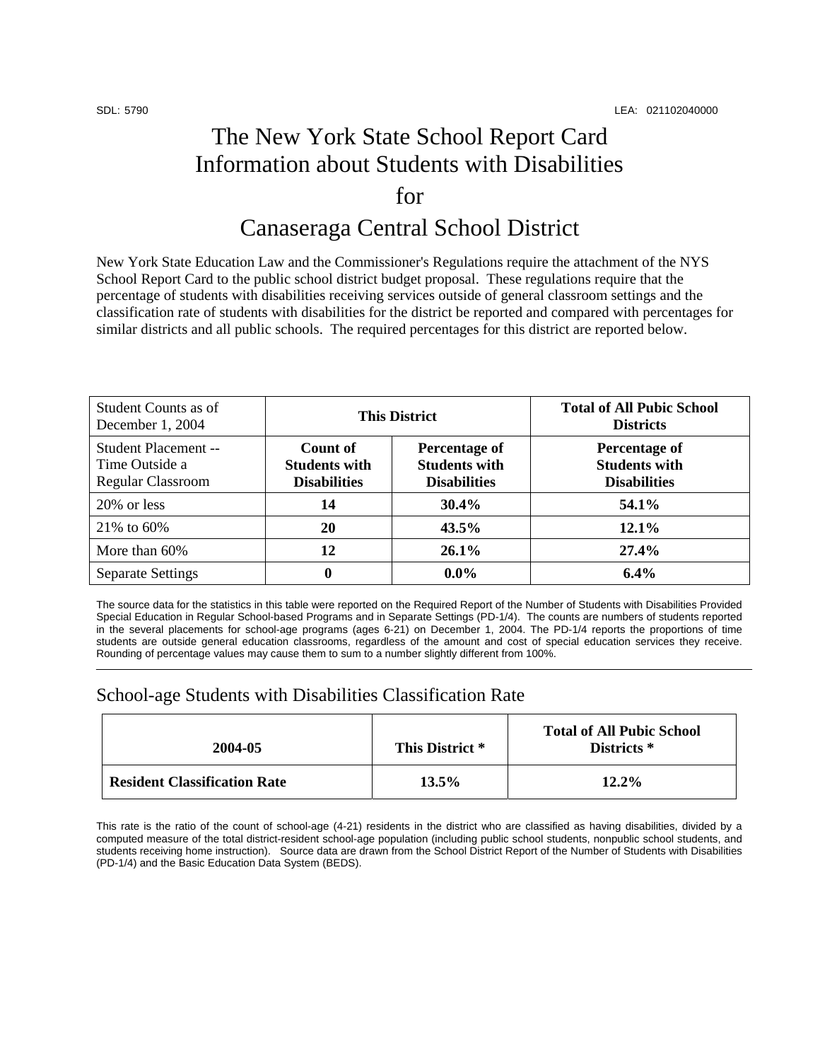SDL: 5790 LEA: 021102040000

# The New York State School Report Card Information about Students with Disabilities for Canaseraga Central School District

New York State Education Law and the Commissioner's Regulations require the attachment of the NYS School Report Card to the public school district budget proposal. These regulations require that the percentage of students with disabilities receiving services outside of general classroom settings and the classification rate of students with disabilities for the district be reported and compared with percentages for similar districts and all public schools. The required percentages for this district are reported below.

| Student Counts as of December 1, 2004 | **This District** | | **Total of All Pubic School Districts** |
|---|---|---|---|
| Student Placement -- Time Outside a Regular Classroom | **Count of Students with Disabilities** | **Percentage of Students with Disabilities** | **Percentage of Students with Disabilities** |
| 20% or less | **14** | **30.4%** | **54.1%** |
| 21% to 60% | **20** | **43.5%** | **12.1%** |
| More than 60% | **12** | **26.1%** | **27.4%** |
| Separate Settings | **0** | **0.0%** | **6.4%** |

The source data for the statistics in this table were reported on the Required Report of the Number of Students with Disabilities Provided Special Education in Regular School-based Programs and in Separate Settings (PD-1/4). The counts are numbers of students reported in the several placements for school-age programs (ages 6-21) on December 1, 2004. The PD-1/4 reports the proportions of time students are outside general education classrooms, regardless of the amount and cost of special education services they receive. Rounding of percentage values may cause them to sum to a number slightly different from 100%.

## School-age Students with Disabilities Classification Rate

| **2004-05** | **This District *** | **Total of All Pubic School Districts *** |
|---|---|---|
| **Resident Classification Rate** | **13.5%** | **12.2%** |

This rate is the ratio of the count of school-age (4-21) residents in the district who are classified as having disabilities, divided by a computed measure of the total district-resident school-age population (including public school students, nonpublic school students, and students receiving home instruction). Source data are drawn from the School District Report of the Number of Students with Disabilities (PD-1/4) and the Basic Education Data System (BEDS).